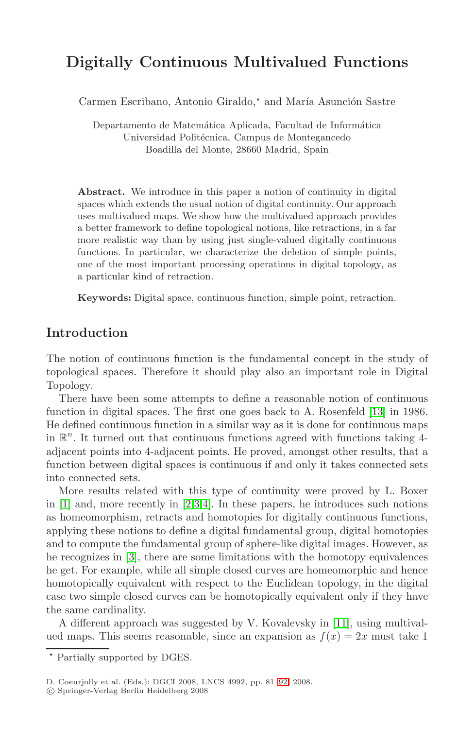# Digitally Continuous Multivalued Functions

Carmen Escribano, Antonio Giraldo,* and María Asunción Sastre

Departamento de Matemática Aplicada, Facultad de Informática
Universidad Politécnica, Campus de Montegancedo
Boadilla del Monte, 28660 Madrid, Spain

**Abstract.** We introduce in this paper a notion of continuity in digital spaces which extends the usual notion of digital continuity. Our approach uses multivalued maps. We show how the multivalued approach provides a better framework to define topological notions, like retractions, in a far more realistic way than by using just single-valued digitally continuous functions. In particular, we characterize the deletion of simple points, one of the most important processing operations in digital topology, as a particular kind of retraction.

**Keywords:** Digital space, continuous function, simple point, retraction.

## Introduction

The notion of continuous function is the fundamental concept in the study of topological spaces. Therefore it should play also an important role in Digital Topology.

There have been some attempts to define a reasonable notion of continuous function in digital spaces. The first one goes back to A. Rosenfeld [13] in 1986. He defined continuous function in a similar way as it is done for continuous maps in $\mathbb{R}^n$. It turned out that continuous functions agreed with functions taking 4-adjacent points into 4-adjacent points. He proved, amongst other results, that a function between digital spaces is continuous if and only it takes connected sets into connected sets.

More results related with this type of continuity were proved by L. Boxer in [1] and, more recently in [2,3,4]. In these papers, he introduces such notions as homeomorphism, retracts and homotopies for digitally continuous functions, applying these notions to define a digital fundamental group, digital homotopies and to compute the fundamental group of sphere-like digital images. However, as he recognizes in [3], there are some limitations with the homotopy equivalences he get. For example, while all simple closed curves are homeomorphic and hence homotopically equivalent with respect to the Euclidean topology, in the digital case two simple closed curves can be homotopically equivalent only if they have the same cardinality.

A different approach was suggested by V. Kovalevsky in [11], using multivalued maps. This seems reasonable, since an expansion as $f(x) = 2x$ must take 1

---

* Partially supported by DGES.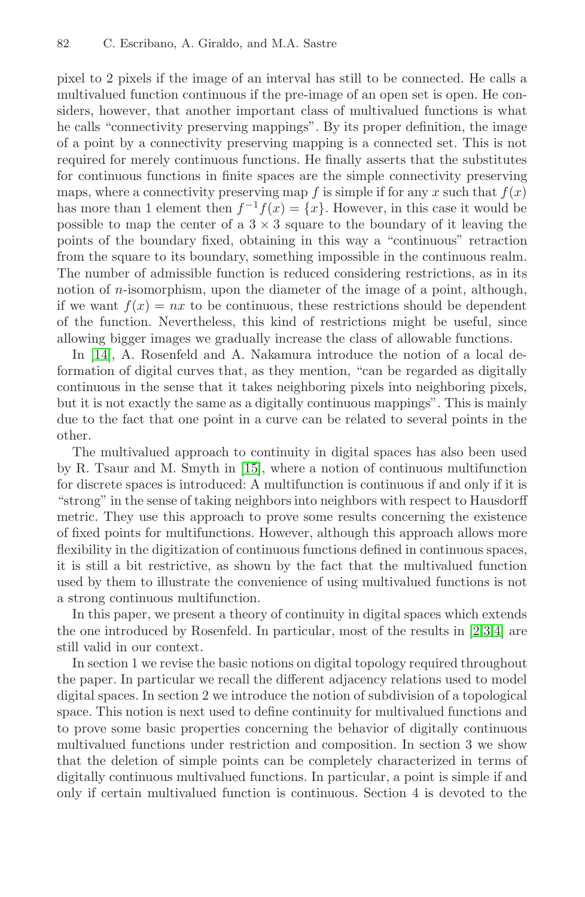pixel to 2 pixels if the image of an interval has still to be connected. He calls a multivalued function continuous if the pre-image of an open set is open. He considers, however, that another important class of multivalued functions is what he calls "connectivity preserving mappings". By its proper definition, the image of a point by a connectivity preserving mapping is a connected set. This is not required for merely continuous functions. He finally asserts that the substitutes for continuous functions in finite spaces are the simple connectivity preserving maps, where a connectivity preserving map $f$ is simple if for any $x$ such that $f(x)$ has more than 1 element then $f^{-1}f(x) = \{x\}$. However, in this case it would be possible to map the center of a $3 \times 3$ square to the boundary of it leaving the points of the boundary fixed, obtaining in this way a "continuous" retraction from the square to its boundary, something impossible in the continuous realm. The number of admissible function is reduced considering restrictions, as in its notion of $n$-isomorphism, upon the diameter of the image of a point, although, if we want $f(x) = nx$ to be continuous, these restrictions should be dependent of the function. Nevertheless, this kind of restrictions might be useful, since allowing bigger images we gradually increase the class of allowable functions.

In [14], A. Rosenfeld and A. Nakamura introduce the notion of a local deformation of digital curves that, as they mention, "can be regarded as digitally continuous in the sense that it takes neighboring pixels into neighboring pixels, but it is not exactly the same as a digitally continuous mappings". This is mainly due to the fact that one point in a curve can be related to several points in the other.

The multivalued approach to continuity in digital spaces has also been used by R. Tsaur and M. Smyth in [15], where a notion of continuous multifunction for discrete spaces is introduced: A multifunction is continuous if and only if it is "strong" in the sense of taking neighbors into neighbors with respect to Hausdorff metric. They use this approach to prove some results concerning the existence of fixed points for multifunctions. However, although this approach allows more flexibility in the digitization of continuous functions defined in continuous spaces, it is still a bit restrictive, as shown by the fact that the multivalued function used by them to illustrate the convenience of using multivalued functions is not a strong continuous multifunction.

In this paper, we present a theory of continuity in digital spaces which extends the one introduced by Rosenfeld. In particular, most of the results in [2,3,4] are still valid in our context.

In section 1 we revise the basic notions on digital topology required throughout the paper. In particular we recall the different adjacency relations used to model digital spaces. In section 2 we introduce the notion of subdivision of a topological space. This notion is next used to define continuity for multivalued functions and to prove some basic properties concerning the behavior of digitally continuous multivalued functions under restriction and composition. In section 3 we show that the deletion of simple points can be completely characterized in terms of digitally continuous multivalued functions. In particular, a point is simple if and only if certain multivalued function is continuous. Section 4 is devoted to the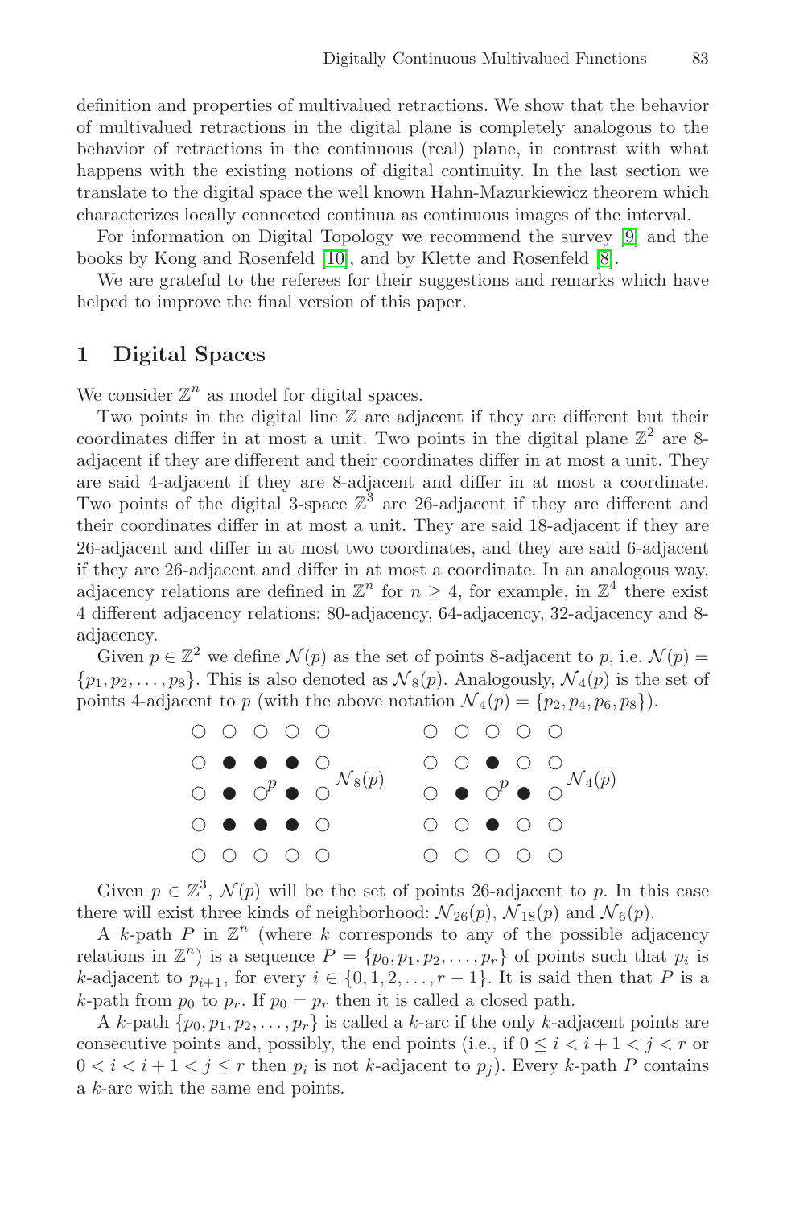definition and properties of multivalued retractions. We show that the behavior of multivalued retractions in the digital plane is completely analogous to the behavior of retractions in the continuous (real) plane, in contrast with what happens with the existing notions of digital continuity. In the last section we translate to the digital space the well known Hahn-Mazurkiewicz theorem which characterizes locally connected continua as continuous images of the interval.

For information on Digital Topology we recommend the survey [9] and the books by Kong and Rosenfeld [10], and by Klette and Rosenfeld [8].

We are grateful to the referees for their suggestions and remarks which have helped to improve the final version of this paper.

## 1 Digital Spaces

We consider $\mathbb{Z}^n$ as model for digital spaces.

Two points in the digital line $\mathbb{Z}$ are adjacent if they are different but their coordinates differ in at most a unit. Two points in the digital plane $\mathbb{Z}^2$ are 8-adjacent if they are different and their coordinates differ in at most a unit. They are said 4-adjacent if they are 8-adjacent and differ in at most a coordinate. Two points of the digital 3-space $\mathbb{Z}^3$ are 26-adjacent if they are different and their coordinates differ in at most a unit. They are said 18-adjacent if they are 26-adjacent and differ in at most two coordinates, and they are said 6-adjacent if they are 26-adjacent and differ in at most a coordinate. In an analogous way, adjacency relations are defined in $\mathbb{Z}^n$ for $n \geq 4$, for example, in $\mathbb{Z}^4$ there exist 4 different adjacency relations: 80-adjacency, 64-adjacency, 32-adjacency and 8-adjacency.

Given $p \in \mathbb{Z}^2$ we define $\mathcal{N}(p)$ as the set of points 8-adjacent to $p$, i.e. $\mathcal{N}(p) = \{p_1, p_2, \ldots, p_8\}$. This is also denoted as $\mathcal{N}_8(p)$. Analogously, $\mathcal{N}_4(p)$ is the set of points 4-adjacent to $p$ (with the above notation $\mathcal{N}_4(p) = \{p_2, p_4, p_6, p_8\}$).

```
○ ○ ○ ○ ○               ○ ○ ○ ○ ○
○ ● ● ● ○               ○ ○ ● ○ ○
○ ● ○p ● ○  N_8(p)      ○ ● ○p ● ○  N_4(p)
○ ● ● ● ○               ○ ○ ● ○ ○
○ ○ ○ ○ ○               ○ ○ ○ ○ ○
```

Given $p \in \mathbb{Z}^3$, $\mathcal{N}(p)$ will be the set of points 26-adjacent to $p$. In this case there will exist three kinds of neighborhood: $\mathcal{N}_{26}(p)$, $\mathcal{N}_{18}(p)$ and $\mathcal{N}_6(p)$.

A $k$-path $P$ in $\mathbb{Z}^n$ (where $k$ corresponds to any of the possible adjacency relations in $\mathbb{Z}^n$) is a sequence $P = \{p_0, p_1, p_2, \ldots, p_r\}$ of points such that $p_i$ is $k$-adjacent to $p_{i+1}$, for every $i \in \{0, 1, 2, \ldots, r-1\}$. It is said then that $P$ is a $k$-path from $p_0$ to $p_r$. If $p_0 = p_r$ then it is called a closed path.

A $k$-path $\{p_0, p_1, p_2, \ldots, p_r\}$ is called a $k$-arc if the only $k$-adjacent points are consecutive points and, possibly, the end points (i.e., if $0 \leq i < i+1 < j < r$ or $0 < i < i+1 < j \leq r$ then $p_i$ is not $k$-adjacent to $p_j$). Every $k$-path $P$ contains a $k$-arc with the same end points.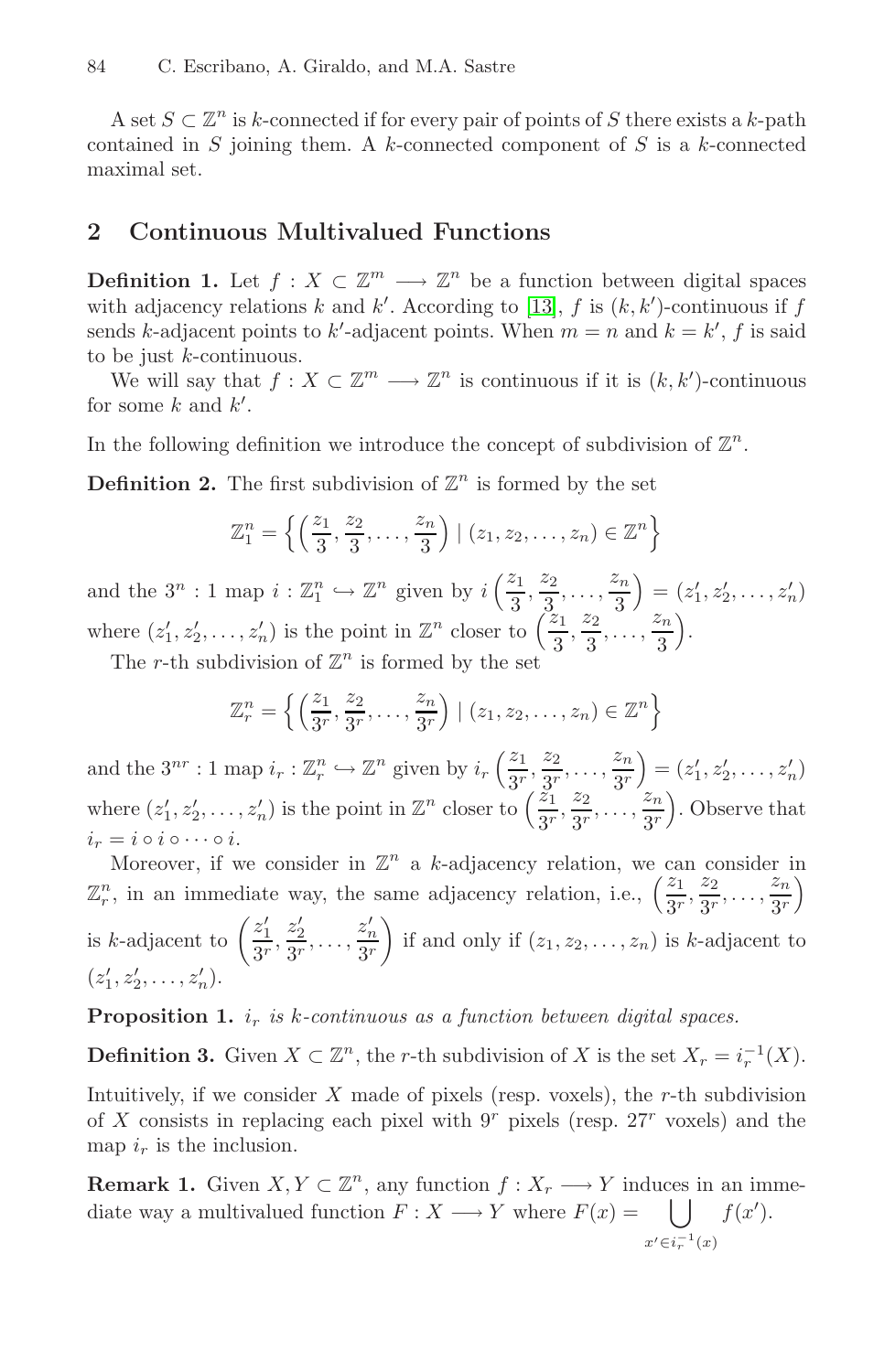A set $S \subset \mathbb{Z}^n$ is $k$-connected if for every pair of points of $S$ there exists a $k$-path contained in $S$ joining them. A $k$-connected component of $S$ is a $k$-connected maximal set.

## 2 Continuous Multivalued Functions

**Definition 1.** Let $f : X \subset \mathbb{Z}^m \longrightarrow \mathbb{Z}^n$ be a function between digital spaces with adjacency relations $k$ and $k'$. According to [13], $f$ is $(k, k')$-continuous if $f$ sends $k$-adjacent points to $k'$-adjacent points. When $m = n$ and $k = k'$, $f$ is said to be just $k$-continuous.

We will say that $f : X \subset \mathbb{Z}^m \longrightarrow \mathbb{Z}^n$ is continuous if it is $(k, k')$-continuous for some $k$ and $k'$.

In the following definition we introduce the concept of subdivision of $\mathbb{Z}^n$.

**Definition 2.** The first subdivision of $\mathbb{Z}^n$ is formed by the set

$$\mathbb{Z}_1^n = \left\{ \left( \frac{z_1}{3}, \frac{z_2}{3}, \ldots, \frac{z_n}{3} \right) \mid (z_1, z_2, \ldots, z_n) \in \mathbb{Z}^n \right\}$$

and the $3^n : 1$ map $i : \mathbb{Z}_1^n \hookrightarrow \mathbb{Z}^n$ given by $i\left( \frac{z_1}{3}, \frac{z_2}{3}, \ldots, \frac{z_n}{3} \right) = (z'_1, z'_2, \ldots, z'_n)$ where $(z'_1, z'_2, \ldots, z'_n)$ is the point in $\mathbb{Z}^n$ closer to $\left( \frac{z_1}{3}, \frac{z_2}{3}, \ldots, \frac{z_n}{3} \right)$.

The $r$-th subdivision of $\mathbb{Z}^n$ is formed by the set

$$\mathbb{Z}_r^n = \left\{ \left( \frac{z_1}{3^r}, \frac{z_2}{3^r}, \ldots, \frac{z_n}{3^r} \right) \mid (z_1, z_2, \ldots, z_n) \in \mathbb{Z}^n \right\}$$

and the $3^{nr} : 1$ map $i_r : \mathbb{Z}_r^n \hookrightarrow \mathbb{Z}^n$ given by $i_r\left( \frac{z_1}{3^r}, \frac{z_2}{3^r}, \ldots, \frac{z_n}{3^r} \right) = (z'_1, z'_2, \ldots, z'_n)$ where $(z'_1, z'_2, \ldots, z'_n)$ is the point in $\mathbb{Z}^n$ closer to $\left( \frac{z_1}{3^r}, \frac{z_2}{3^r}, \ldots, \frac{z_n}{3^r} \right)$. Observe that $i_r = i \circ i \circ \cdots \circ i$.

Moreover, if we consider in $\mathbb{Z}^n$ a $k$-adjacency relation, we can consider in $\mathbb{Z}_r^n$, in an immediate way, the same adjacency relation, i.e., $\left( \frac{z_1}{3^r}, \frac{z_2}{3^r}, \ldots, \frac{z_n}{3^r} \right)$ is $k$-adjacent to $\left( \frac{z'_1}{3^r}, \frac{z'_2}{3^r}, \ldots, \frac{z'_n}{3^r} \right)$ if and only if $(z_1, z_2, \ldots, z_n)$ is $k$-adjacent to $(z'_1, z'_2, \ldots, z'_n)$.

**Proposition 1.** *$i_r$ is $k$-continuous as a function between digital spaces.*

**Definition 3.** Given $X \subset \mathbb{Z}^n$, the $r$-th subdivision of $X$ is the set $X_r = i_r^{-1}(X)$.

Intuitively, if we consider $X$ made of pixels (resp. voxels), the $r$-th subdivision of $X$ consists in replacing each pixel with $9^r$ pixels (resp. $27^r$ voxels) and the map $i_r$ is the inclusion.

**Remark 1.** Given $X, Y \subset \mathbb{Z}^n$, any function $f : X_r \longrightarrow Y$ induces in an immediate way a multivalued function $F : X \longrightarrow Y$ where $F(x) = \bigcup_{x' \in i_r^{-1}(x)} f(x')$.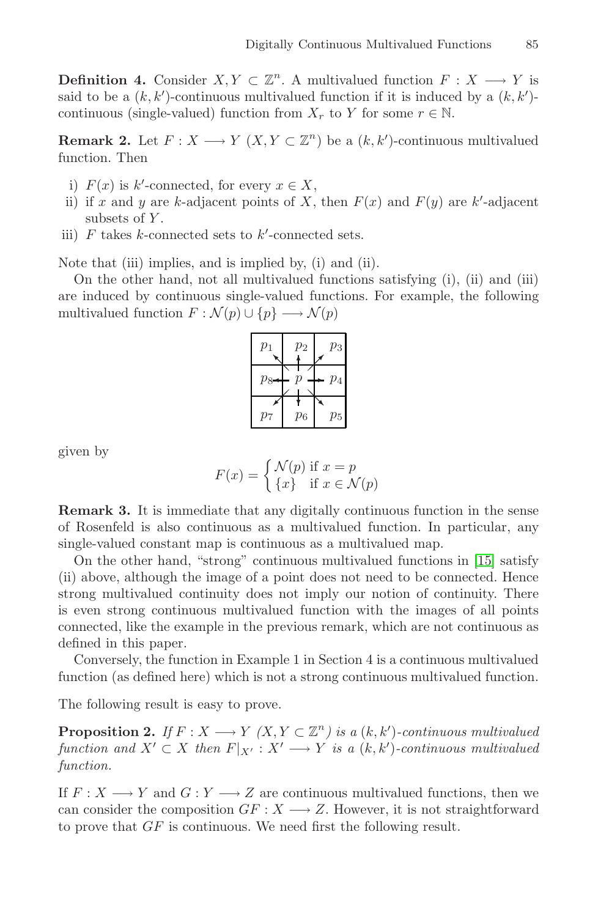**Definition 4.** Consider $X, Y \subset \mathbb{Z}^n$. A multivalued function $F : X \longrightarrow Y$ is said to be a $(k, k')$-continuous multivalued function if it is induced by a $(k, k')$-continuous (single-valued) function from $X_r$ to $Y$ for some $r \in \mathbb{N}$.

**Remark 2.** Let $F : X \longrightarrow Y$ ($X, Y \subset \mathbb{Z}^n$) be a $(k, k')$-continuous multivalued function. Then

- i) $F(x)$ is $k'$-connected, for every $x \in X$,
- ii) if $x$ and $y$ are $k$-adjacent points of $X$, then $F(x)$ and $F(y)$ are $k'$-adjacent subsets of $Y$.
- iii) $F$ takes $k$-connected sets to $k'$-connected sets.

Note that (iii) implies, and is implied by, (i) and (ii).

On the other hand, not all multivalued functions satisfying (i), (ii) and (iii) are induced by continuous single-valued functions. For example, the following multivalued function $F : \mathcal{N}(p) \cup \{p\} \longrightarrow \mathcal{N}(p)$

| $p_1$ | $p_2$ | $p_3$ |
|---|---|---|
| $p_8$ | $p$ | $p_4$ |
| $p_7$ | $p_6$ | $p_5$ |

given by

$$F(x) = \begin{cases} \mathcal{N}(p) & \text{if } x = p \\ \{x\} & \text{if } x \in \mathcal{N}(p) \end{cases}$$

**Remark 3.** It is immediate that any digitally continuous function in the sense of Rosenfeld is also continuous as a multivalued function. In particular, any single-valued constant map is continuous as a multivalued map.

On the other hand, "strong" continuous multivalued functions in [15] satisfy (ii) above, although the image of a point does not need to be connected. Hence strong multivalued continuity does not imply our notion of continuity. There is even strong continuous multivalued function with the images of all points connected, like the example in the previous remark, which are not continuous as defined in this paper.

Conversely, the function in Example 1 in Section 4 is a continuous multivalued function (as defined here) which is not a strong continuous multivalued function.

The following result is easy to prove.

**Proposition 2.** *If $F : X \longrightarrow Y$ ($X, Y \subset \mathbb{Z}^n$) is a $(k, k')$-continuous multivalued function and $X' \subset X$ then $F|_{X'} : X' \longrightarrow Y$ is a $(k, k')$-continuous multivalued function.*

If $F : X \longrightarrow Y$ and $G : Y \longrightarrow Z$ are continuous multivalued functions, then we can consider the composition $GF : X \longrightarrow Z$. However, it is not straightforward to prove that $GF$ is continuous. We need first the following result.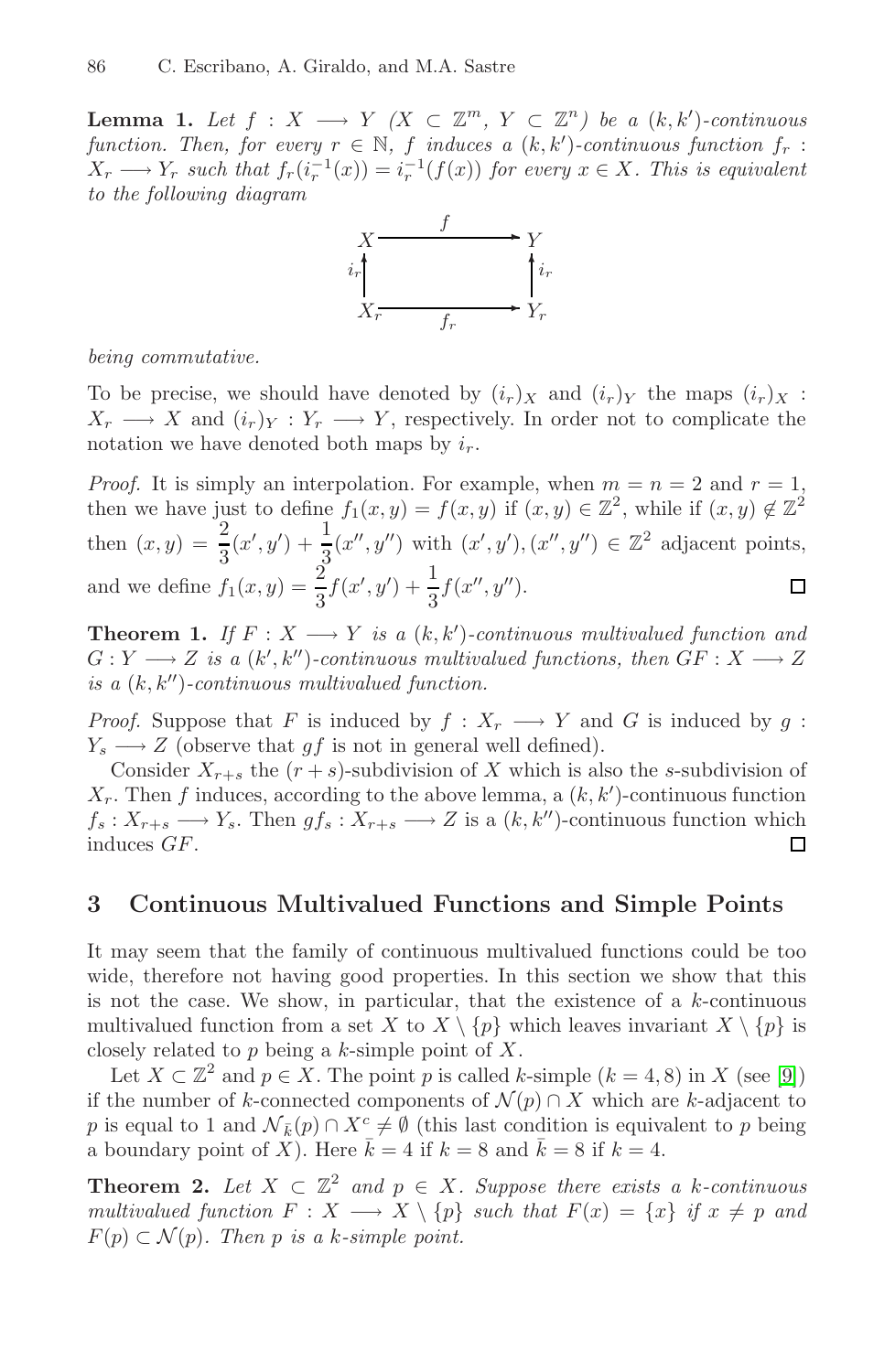**Lemma 1.** *Let $f : X \longrightarrow Y$ ($X \subset \mathbb{Z}^m$, $Y \subset \mathbb{Z}^n$) be a $(k,k')$-continuous function. Then, for every $r \in \mathbb{N}$, $f$ induces a $(k,k')$-continuous function $f_r : X_r \longrightarrow Y_r$ such that $f_r(i_r^{-1}(x)) = i_r^{-1}(f(x))$ for every $x \in X$. This is equivalent to the following diagram*

$$\begin{array}{ccc} X & \xrightarrow{\quad f \quad} & Y \\ {\scriptstyle i_r}\uparrow & & \uparrow{\scriptstyle i_r} \\ X_r & \xrightarrow[\quad f_r \quad]{} & Y_r \end{array}$$

*being commutative.*

To be precise, we should have denoted by $(i_r)_X$ and $(i_r)_Y$ the maps $(i_r)_X : X_r \longrightarrow X$ and $(i_r)_Y : Y_r \longrightarrow Y$, respectively. In order not to complicate the notation we have denoted both maps by $i_r$.

*Proof.* It is simply an interpolation. For example, when $m = n = 2$ and $r = 1$, then we have just to define $f_1(x,y) = f(x,y)$ if $(x,y) \in \mathbb{Z}^2$, while if $(x,y) \notin \mathbb{Z}^2$ then $(x,y) = \dfrac{2}{3}(x',y') + \dfrac{1}{3}(x'',y'')$ with $(x',y'),(x'',y'') \in \mathbb{Z}^2$ adjacent points, and we define $f_1(x,y) = \dfrac{2}{3}f(x',y') + \dfrac{1}{3}f(x'',y'')$. □

**Theorem 1.** *If $F : X \longrightarrow Y$ is a $(k,k')$-continuous multivalued function and $G : Y \longrightarrow Z$ is a $(k',k'')$-continuous multivalued functions, then $GF : X \longrightarrow Z$ is a $(k,k'')$-continuous multivalued function.*

*Proof.* Suppose that $F$ is induced by $f : X_r \longrightarrow Y$ and $G$ is induced by $g : Y_s \longrightarrow Z$ (observe that $gf$ is not in general well defined).

Consider $X_{r+s}$ the $(r+s)$-subdivision of $X$ which is also the $s$-subdivision of $X_r$. Then $f$ induces, according to the above lemma, a $(k,k')$-continuous function $f_s : X_{r+s} \longrightarrow Y_s$. Then $gf_s : X_{r+s} \longrightarrow Z$ is a $(k,k'')$-continuous function which induces $GF$. □

## 3 Continuous Multivalued Functions and Simple Points

It may seem that the family of continuous multivalued functions could be too wide, therefore not having good properties. In this section we show that this is not the case. We show, in particular, that the existence of a $k$-continuous multivalued function from a set $X$ to $X \setminus \{p\}$ which leaves invariant $X \setminus \{p\}$ is closely related to $p$ being a $k$-simple point of $X$.

Let $X \subset \mathbb{Z}^2$ and $p \in X$. The point $p$ is called $k$-simple ($k = 4, 8$) in $X$ (see [9]) if the number of $k$-connected components of $\mathcal{N}(p) \cap X$ which are $k$-adjacent to $p$ is equal to 1 and $\mathcal{N}_{\bar{k}}(p) \cap X^c \neq \emptyset$ (this last condition is equivalent to $p$ being a boundary point of $X$). Here $\bar{k} = 4$ if $k = 8$ and $\bar{k} = 8$ if $k = 4$.

**Theorem 2.** *Let $X \subset \mathbb{Z}^2$ and $p \in X$. Suppose there exists a $k$-continuous multivalued function $F : X \longrightarrow X \setminus \{p\}$ such that $F(x) = \{x\}$ if $x \neq p$ and $F(p) \subset \mathcal{N}(p)$. Then $p$ is a $k$-simple point.*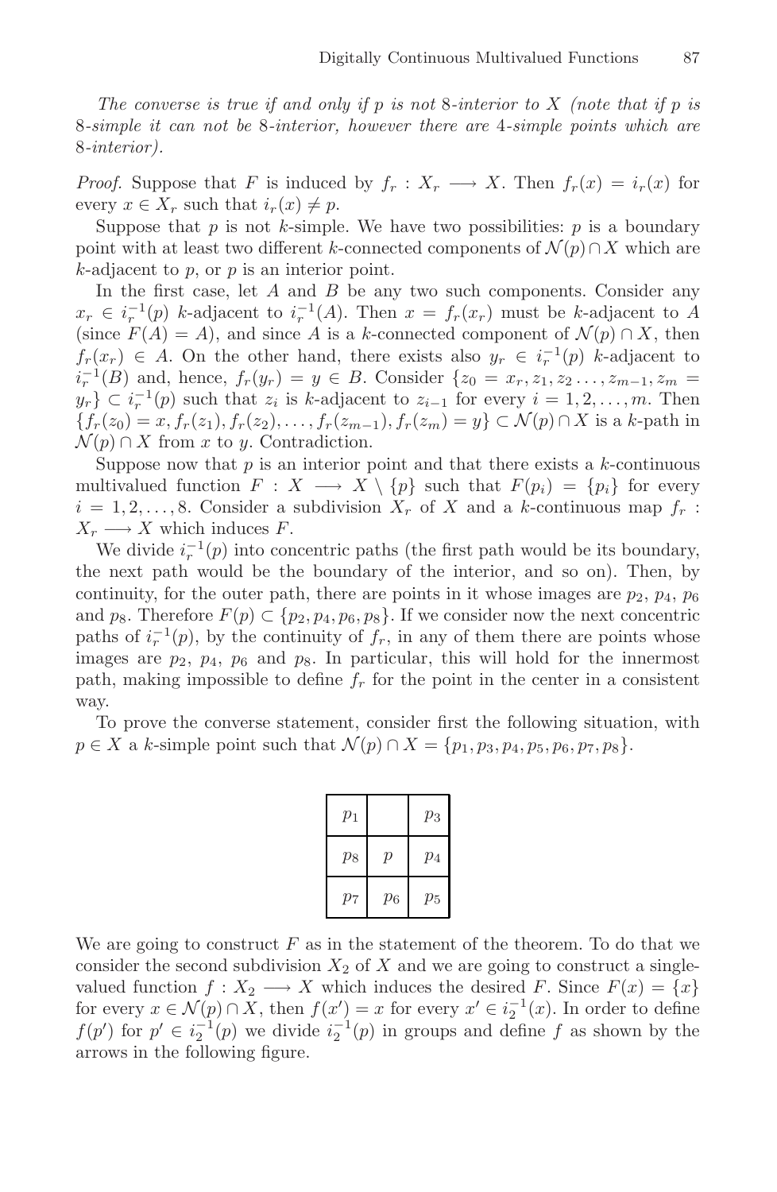*The converse is true if and only if $p$ is not 8-interior to $X$ (note that if $p$ is 8-simple it can not be 8-interior, however there are 4-simple points which are 8-interior).*

*Proof.* Suppose that $F$ is induced by $f_r : X_r \longrightarrow X$. Then $f_r(x) = i_r(x)$ for every $x \in X_r$ such that $i_r(x) \neq p$.

Suppose that $p$ is not $k$-simple. We have two possibilities: $p$ is a boundary point with at least two different $k$-connected components of $\mathcal{N}(p) \cap X$ which are $k$-adjacent to $p$, or $p$ is an interior point.

In the first case, let $A$ and $B$ be any two such components. Consider any $x_r \in i_r^{-1}(p)$ $k$-adjacent to $i_r^{-1}(A)$. Then $x = f_r(x_r)$ must be $k$-adjacent to $A$ (since $F(A) = A$), and since $A$ is a $k$-connected component of $\mathcal{N}(p) \cap X$, then $f_r(x_r) \in A$. On the other hand, there exists also $y_r \in i_r^{-1}(p)$ $k$-adjacent to $i_r^{-1}(B)$ and, hence, $f_r(y_r) = y \in B$. Consider $\{z_0 = x_r, z_1, z_2 \ldots, z_{m-1}, z_m = y_r\} \subset i_r^{-1}(p)$ such that $z_i$ is $k$-adjacent to $z_{i-1}$ for every $i = 1, 2, \ldots, m$. Then $\{f_r(z_0) = x, f_r(z_1), f_r(z_2), \ldots, f_r(z_{m-1}), f_r(z_m) = y\} \subset \mathcal{N}(p) \cap X$ is a $k$-path in $\mathcal{N}(p) \cap X$ from $x$ to $y$. Contradiction.

Suppose now that $p$ is an interior point and that there exists a $k$-continuous multivalued function $F : X \longrightarrow X \setminus \{p\}$ such that $F(p_i) = \{p_i\}$ for every $i = 1, 2, \ldots, 8$. Consider a subdivision $X_r$ of $X$ and a $k$-continuous map $f_r : X_r \longrightarrow X$ which induces $F$.

We divide $i_r^{-1}(p)$ into concentric paths (the first path would be its boundary, the next path would be the boundary of the interior, and so on). Then, by continuity, for the outer path, there are points in it whose images are $p_2$, $p_4$, $p_6$ and $p_8$. Therefore $F(p) \subset \{p_2, p_4, p_6, p_8\}$. If we consider now the next concentric paths of $i_r^{-1}(p)$, by the continuity of $f_r$, in any of them there are points whose images are $p_2$, $p_4$, $p_6$ and $p_8$. In particular, this will hold for the innermost path, making impossible to define $f_r$ for the point in the center in a consistent way.

To prove the converse statement, consider first the following situation, with $p \in X$ a $k$-simple point such that $\mathcal{N}(p) \cap X = \{p_1, p_3, p_4, p_5, p_6, p_7, p_8\}$.

| $p_1$ | | $p_3$ |
|---|---|---|
| $p_8$ | $p$ | $p_4$ |
| $p_7$ | $p_6$ | $p_5$ |

We are going to construct $F$ as in the statement of the theorem. To do that we consider the second subdivision $X_2$ of $X$ and we are going to construct a single-valued function $f : X_2 \longrightarrow X$ which induces the desired $F$. Since $F(x) = \{x\}$ for every $x \in \mathcal{N}(p) \cap X$, then $f(x') = x$ for every $x' \in i_2^{-1}(x)$. In order to define $f(p')$ for $p' \in i_2^{-1}(p)$ we divide $i_2^{-1}(p)$ in groups and define $f$ as shown by the arrows in the following figure.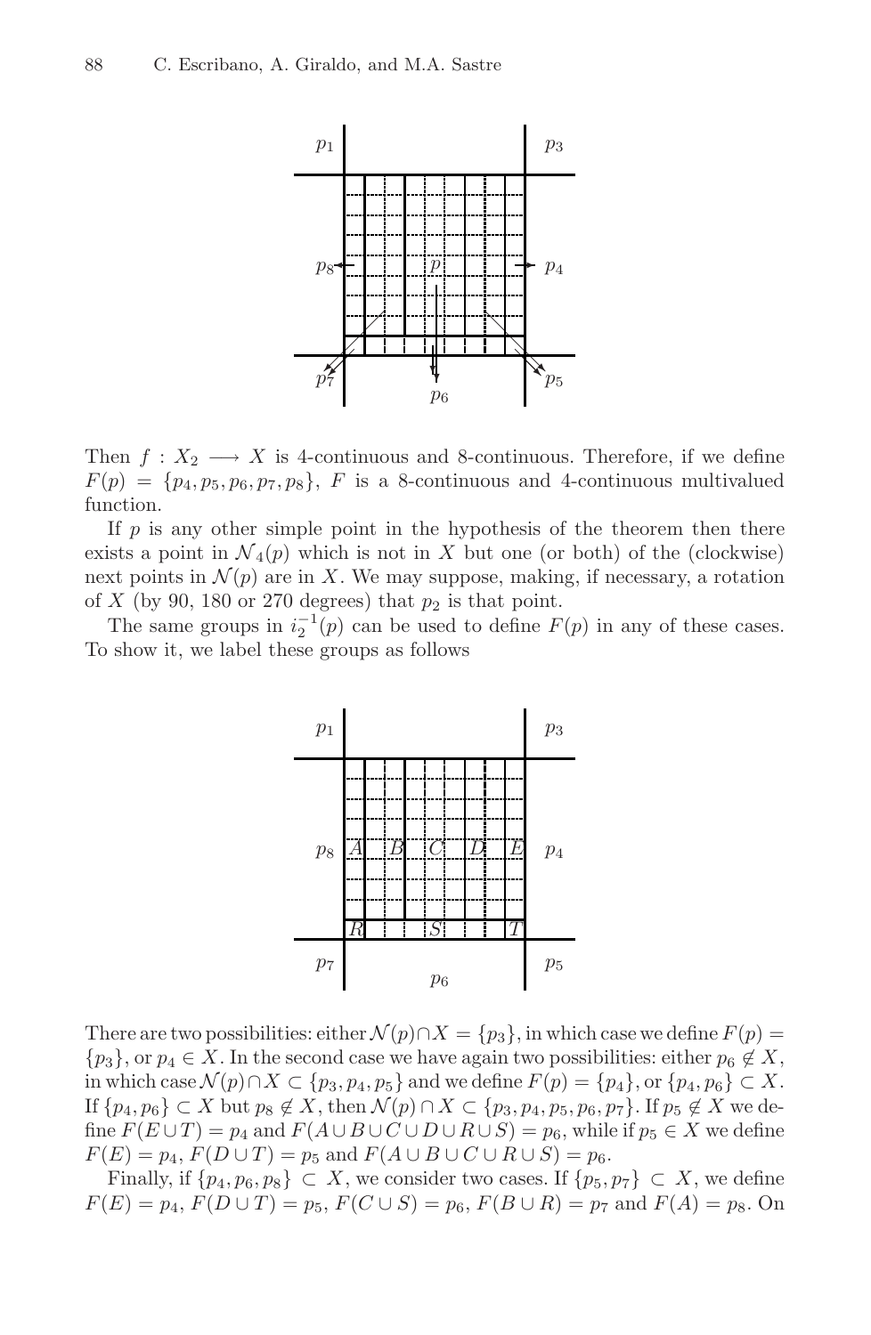Then $f : X_2 \longrightarrow X$ is 4-continuous and 8-continuous. Therefore, if we define $F(p) = \{p_4, p_5, p_6, p_7, p_8\}$, $F$ is a 8-continuous and 4-continuous multivalued function.

If $p$ is any other simple point in the hypothesis of the theorem then there exists a point in $\mathcal{N}_4(p)$ which is not in $X$ but one (or both) of the (clockwise) next points in $\mathcal{N}(p)$ are in $X$. We may suppose, making, if necessary, a rotation of $X$ (by 90, 180 or 270 degrees) that $p_2$ is that point.

The same groups in $i_2^{-1}(p)$ can be used to define $F(p)$ in any of these cases. To show it, we label these groups as follows

There are two possibilities: either $\mathcal{N}(p) \cap X = \{p_3\}$, in which case we define $F(p) = \{p_3\}$, or $p_4 \in X$. In the second case we have again two possibilities: either $p_6 \notin X$, in which case $\mathcal{N}(p) \cap X \subset \{p_3, p_4, p_5\}$ and we define $F(p) = \{p_4\}$, or $\{p_4, p_6\} \subset X$. If $\{p_4, p_6\} \subset X$ but $p_8 \notin X$, then $\mathcal{N}(p) \cap X \subset \{p_3, p_4, p_5, p_6, p_7\}$. If $p_5 \notin X$ we define $F(E \cup T) = p_4$ and $F(A \cup B \cup C \cup D \cup R \cup S) = p_6$, while if $p_5 \in X$ we define $F(E) = p_4$, $F(D \cup T) = p_5$ and $F(A \cup B \cup C \cup R \cup S) = p_6$.

Finally, if $\{p_4, p_6, p_8\} \subset X$, we consider two cases. If $\{p_5, p_7\} \subset X$, we define $F(E) = p_4$, $F(D \cup T) = p_5$, $F(C \cup S) = p_6$, $F(B \cup R) = p_7$ and $F(A) = p_8$. On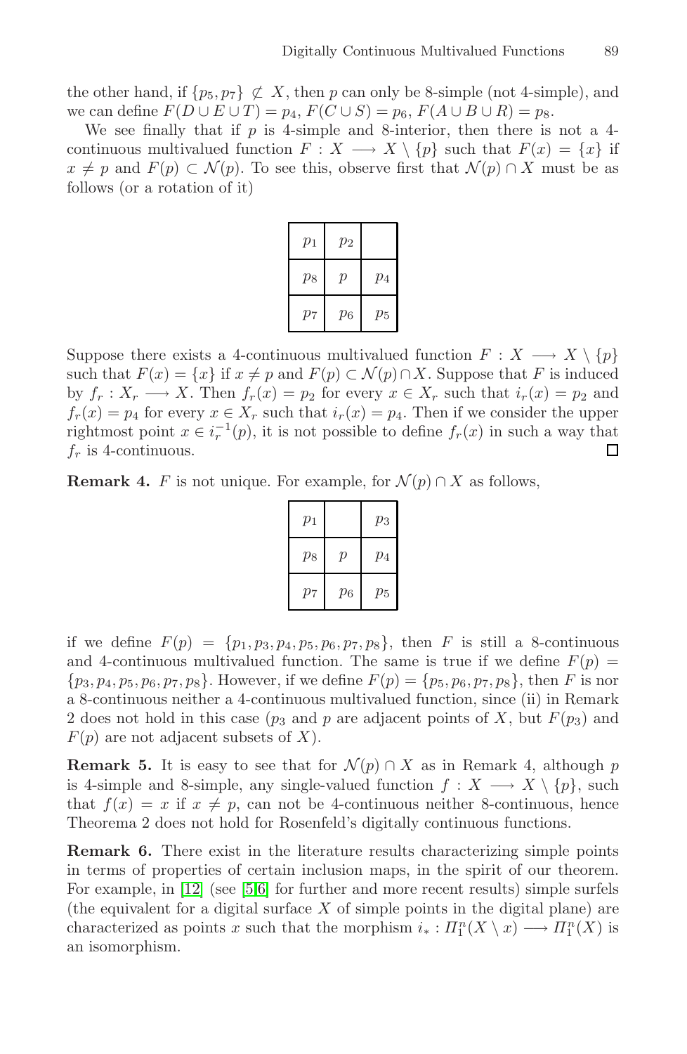the other hand, if $\{p_5, p_7\} \not\subset X$, then $p$ can only be 8-simple (not 4-simple), and we can define $F(D \cup E \cup T) = p_4$, $F(C \cup S) = p_6$, $F(A \cup B \cup R) = p_8$.

We see finally that if $p$ is 4-simple and 8-interior, then there is not a 4-continuous multivalued function $F : X \longrightarrow X \setminus \{p\}$ such that $F(x) = \{x\}$ if $x \neq p$ and $F(p) \subset \mathcal{N}(p)$. To see this, observe first that $\mathcal{N}(p) \cap X$ must be as follows (or a rotation of it)

| | | |
|---|---|---|
| $p_1$ | $p_2$ | |
| $p_8$ | $p$ | $p_4$ |
| $p_7$ | $p_6$ | $p_5$ |

Suppose there exists a 4-continuous multivalued function $F : X \longrightarrow X \setminus \{p\}$ such that $F(x) = \{x\}$ if $x \neq p$ and $F(p) \subset \mathcal{N}(p) \cap X$. Suppose that $F$ is induced by $f_r : X_r \longrightarrow X$. Then $f_r(x) = p_2$ for every $x \in X_r$ such that $i_r(x) = p_2$ and $f_r(x) = p_4$ for every $x \in X_r$ such that $i_r(x) = p_4$. Then if we consider the upper rightmost point $x \in i_r^{-1}(p)$, it is not possible to define $f_r(x)$ in such a way that $f_r$ is 4-continuous. □

**Remark 4.** $F$ is not unique. For example, for $\mathcal{N}(p) \cap X$ as follows,

| | | |
|---|---|---|
| $p_1$ | | $p_3$ |
| $p_8$ | $p$ | $p_4$ |
| $p_7$ | $p_6$ | $p_5$ |

if we define $F(p) = \{p_1, p_3, p_4, p_5, p_6, p_7, p_8\}$, then $F$ is still a 8-continuous and 4-continuous multivalued function. The same is true if we define $F(p) = \{p_3, p_4, p_5, p_6, p_7, p_8\}$. However, if we define $F(p) = \{p_5, p_6, p_7, p_8\}$, then $F$ is nor a 8-continuous neither a 4-continuous multivalued function, since (ii) in Remark 2 does not hold in this case ($p_3$ and $p$ are adjacent points of $X$, but $F(p_3)$ and $F(p)$ are not adjacent subsets of $X$).

**Remark 5.** It is easy to see that for $\mathcal{N}(p) \cap X$ as in Remark 4, although $p$ is 4-simple and 8-simple, any single-valued function $f : X \longrightarrow X \setminus \{p\}$, such that $f(x) = x$ if $x \neq p$, can not be 4-continuous neither 8-continuous, hence Theorema 2 does not hold for Rosenfeld's digitally continuous functions.

**Remark 6.** There exist in the literature results characterizing simple points in terms of properties of certain inclusion maps, in the spirit of our theorem. For example, in [12] (see [5,6] for further and more recent results) simple surfels (the equivalent for a digital surface $X$ of simple points in the digital plane) are characterized as points $x$ such that the morphism $i_* : \Pi_1^n(X \setminus x) \longrightarrow \Pi_1^n(X)$ is an isomorphism.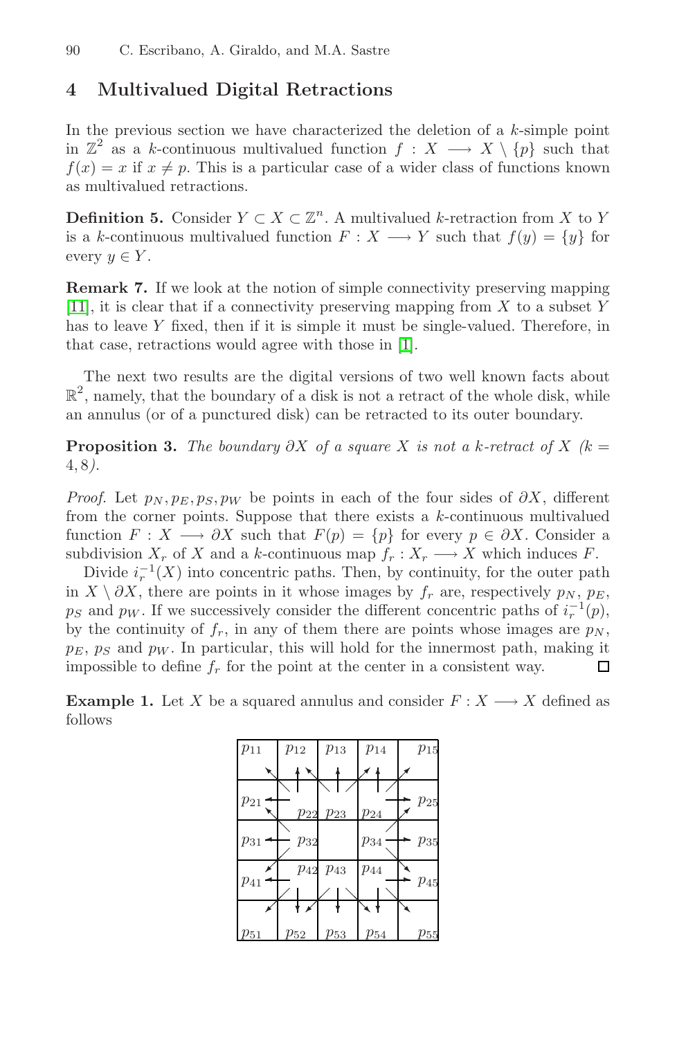## 4 Multivalued Digital Retractions

In the previous section we have characterized the deletion of a $k$-simple point in $\mathbb{Z}^2$ as a $k$-continuous multivalued function $f : X \longrightarrow X \setminus \{p\}$ such that $f(x) = x$ if $x \neq p$. This is a particular case of a wider class of functions known as multivalued retractions.

**Definition 5.** Consider $Y \subset X \subset \mathbb{Z}^n$. A multivalued $k$-retraction from $X$ to $Y$ is a $k$-continuous multivalued function $F : X \longrightarrow Y$ such that $f(y) = \{y\}$ for every $y \in Y$.

**Remark 7.** If we look at the notion of simple connectivity preserving mapping [11], it is clear that if a connectivity preserving mapping from $X$ to a subset $Y$ has to leave $Y$ fixed, then if it is simple it must be single-valued. Therefore, in that case, retractions would agree with those in [1].

The next two results are the digital versions of two well known facts about $\mathbb{R}^2$, namely, that the boundary of a disk is not a retract of the whole disk, while an annulus (or of a punctured disk) can be retracted to its outer boundary.

**Proposition 3.** *The boundary $\partial X$ of a square $X$ is not a $k$-retract of $X$ ($k = 4, 8$).*

*Proof.* Let $p_N, p_E, p_S, p_W$ be points in each of the four sides of $\partial X$, different from the corner points. Suppose that there exists a $k$-continuous multivalued function $F : X \longrightarrow \partial X$ such that $F(p) = \{p\}$ for every $p \in \partial X$. Consider a subdivision $X_r$ of $X$ and a $k$-continuous map $f_r : X_r \longrightarrow X$ which induces $F$.

Divide $i_r^{-1}(X)$ into concentric paths. Then, by continuity, for the outer path in $X \setminus \partial X$, there are points in it whose images by $f_r$ are, respectively $p_N$, $p_E$, $p_S$ and $p_W$. If we successively consider the different concentric paths of $i_r^{-1}(p)$, by the continuity of $f_r$, in any of them there are points whose images are $p_N$, $p_E$, $p_S$ and $p_W$. In particular, this will hold for the innermost path, making it impossible to define $f_r$ for the point at the center in a consistent way. □

**Example 1.** Let $X$ be a squared annulus and consider $F : X \longrightarrow X$ defined as follows

| $p_{11}$ | $p_{12}$ | $p_{13}$ | $p_{14}$ | $p_{15}$ |
|---|---|---|---|---|
| $p_{21}$ | $p_{22}$ | $p_{23}$ | $p_{24}$ | $p_{25}$ |
| $p_{31}$ | $p_{32}$ | | $p_{34}$ | $p_{35}$ |
| $p_{41}$ | $p_{42}$ | $p_{43}$ | $p_{44}$ | $p_{45}$ |
| $p_{51}$ | $p_{52}$ | $p_{53}$ | $p_{54}$ | $p_{55}$ |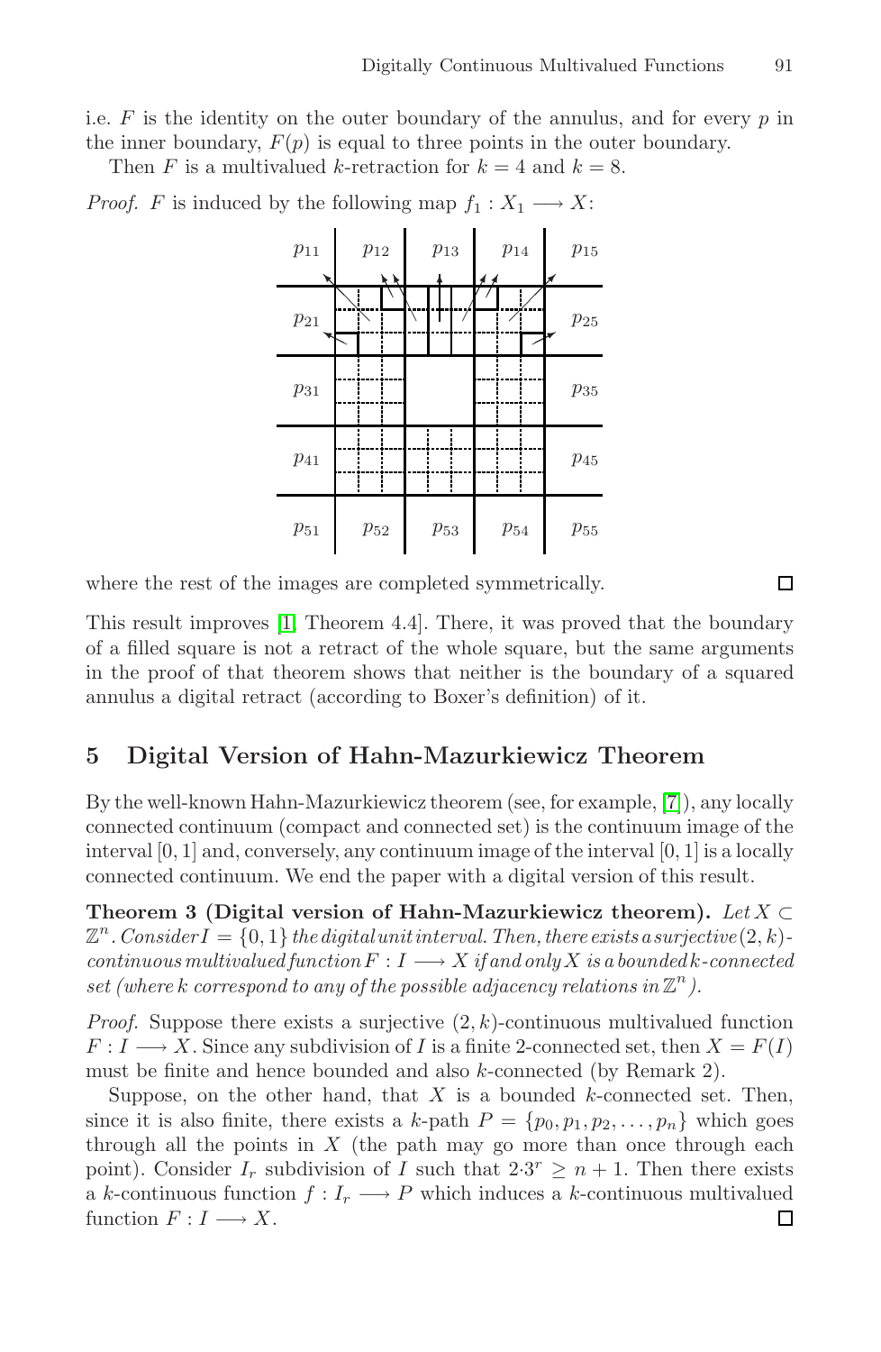i.e. $F$ is the identity on the outer boundary of the annulus, and for every $p$ in the inner boundary, $F(p)$ is equal to three points in the outer boundary.

Then $F$ is a multivalued $k$-retraction for $k = 4$ and $k = 8$.

*Proof.* $F$ is induced by the following map $f_1 : X_1 \longrightarrow X$:

| $p_{11}$ | $p_{12}$ | $p_{13}$ | $p_{14}$ | $p_{15}$ |
|---|---|---|---|---|
| $p_{21}$ | | | | $p_{25}$ |
| $p_{31}$ | | | | $p_{35}$ |
| $p_{41}$ | | | | $p_{45}$ |
| $p_{51}$ | $p_{52}$ | $p_{53}$ | $p_{54}$ | $p_{55}$ |

where the rest of the images are completed symmetrically. ∎

This result improves [1, Theorem 4.4]. There, it was proved that the boundary of a filled square is not a retract of the whole square, but the same arguments in the proof of that theorem shows that neither is the boundary of a squared annulus a digital retract (according to Boxer's definition) of it.

## 5 Digital Version of Hahn-Mazurkiewicz Theorem

By the well-known Hahn-Mazurkiewicz theorem (see, for example, [7]), any locally connected continuum (compact and connected set) is the continuum image of the interval $[0, 1]$ and, conversely, any continuum image of the interval $[0, 1]$ is a locally connected continuum. We end the paper with a digital version of this result.

**Theorem 3 (Digital version of Hahn-Mazurkiewicz theorem).** *Let $X \subset \mathbb{Z}^n$. Consider $I = \{0, 1\}$ the digital unit interval. Then, there exists a surjective $(2, k)$-continuous multivalued function $F : I \longrightarrow X$ if and only $X$ is a bounded $k$-connected set (where $k$ correspond to any of the possible adjacency relations in $\mathbb{Z}^n$).*

*Proof.* Suppose there exists a surjective $(2, k)$-continuous multivalued function $F : I \longrightarrow X$. Since any subdivision of $I$ is a finite 2-connected set, then $X = F(I)$ must be finite and hence bounded and also $k$-connected (by Remark 2).

Suppose, on the other hand, that $X$ is a bounded $k$-connected set. Then, since it is also finite, there exists a $k$-path $P = \{p_0, p_1, p_2, \ldots, p_n\}$ which goes through all the points in $X$ (the path may go more than once through each point). Consider $I_r$ subdivision of $I$ such that $2 \cdot 3^r \geq n + 1$. Then there exists a $k$-continuous function $f : I_r \longrightarrow P$ which induces a $k$-continuous multivalued function $F : I \longrightarrow X$. ∎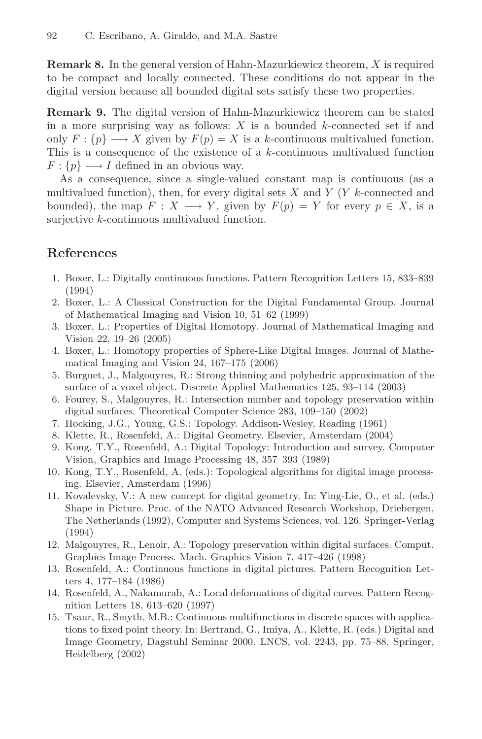**Remark 8.** In the general version of Hahn-Mazurkiewicz theorem, $X$ is required to be compact and locally connected. These conditions do not appear in the digital version because all bounded digital sets satisfy these two properties.

**Remark 9.** The digital version of Hahn-Mazurkiewicz theorem can be stated in a more surprising way as follows: $X$ is a bounded $k$-connected set if and only $F : \{p\} \longrightarrow X$ given by $F(p) = X$ is a $k$-continuous multivalued function. This is a consequence of the existence of a $k$-continuous multivalued function $F : \{p\} \longrightarrow I$ defined in an obvious way.

As a consequence, since a single-valued constant map is continuous (as a multivalued function), then, for every digital sets $X$ and $Y$ ($Y$ $k$-connected and bounded), the map $F : X \longrightarrow Y$, given by $F(p) = Y$ for every $p \in X$, is a surjective $k$-continuous multivalued function.

## References

1. Boxer, L.: Digitally continuous functions. Pattern Recognition Letters 15, 833–839 (1994)
2. Boxer, L.: A Classical Construction for the Digital Fundamental Group. Journal of Mathematical Imaging and Vision 10, 51–62 (1999)
3. Boxer, L.: Properties of Digital Homotopy. Journal of Mathematical Imaging and Vision 22, 19–26 (2005)
4. Boxer, L.: Homotopy properties of Sphere-Like Digital Images. Journal of Mathematical Imaging and Vision 24, 167–175 (2006)
5. Burguet, J., Malgouyres, R.: Strong thinning and polyhedric approximation of the surface of a voxel object. Discrete Applied Mathematics 125, 93–114 (2003)
6. Fourey, S., Malgouyres, R.: Intersection number and topology preservation within digital surfaces. Theoretical Computer Science 283, 109–150 (2002)
7. Hocking, J.G., Young, G.S.: Topology. Addison-Wesley, Reading (1961)
8. Klette, R., Rosenfeld, A.: Digital Geometry. Elsevier, Amsterdam (2004)
9. Kong, T.Y., Rosenfeld, A.: Digital Topology: Introduction and survey. Computer Vision, Graphics and Image Processing 48, 357–393 (1989)
10. Kong, T.Y., Rosenfeld, A. (eds.): Topological algorithms for digital image processing. Elsevier, Amsterdam (1996)
11. Kovalevsky, V.: A new concept for digital geometry. In: Ying-Lie, O., et al. (eds.) Shape in Picture. Proc. of the NATO Advanced Research Workshop, Driebergen, The Netherlands (1992), Computer and Systems Sciences, vol. 126. Springer-Verlag (1994)
12. Malgouyres, R., Lenoir, A.: Topology preservation within digital surfaces. Comput. Graphics Image Process. Mach. Graphics Vision 7, 417–426 (1998)
13. Rosenfeld, A.: Continuous functions in digital pictures. Pattern Recognition Letters 4, 177–184 (1986)
14. Rosenfeld, A., Nakamurab, A.: Local deformations of digital curves. Pattern Recognition Letters 18, 613–620 (1997)
15. Tsaur, R., Smyth, M.B.: Continuous multifunctions in discrete spaces with applications to fixed point theory. In: Bertrand, G., Imiya, A., Klette, R. (eds.) Digital and Image Geometry, Dagstuhl Seminar 2000. LNCS, vol. 2243, pp. 75–88. Springer, Heidelberg (2002)